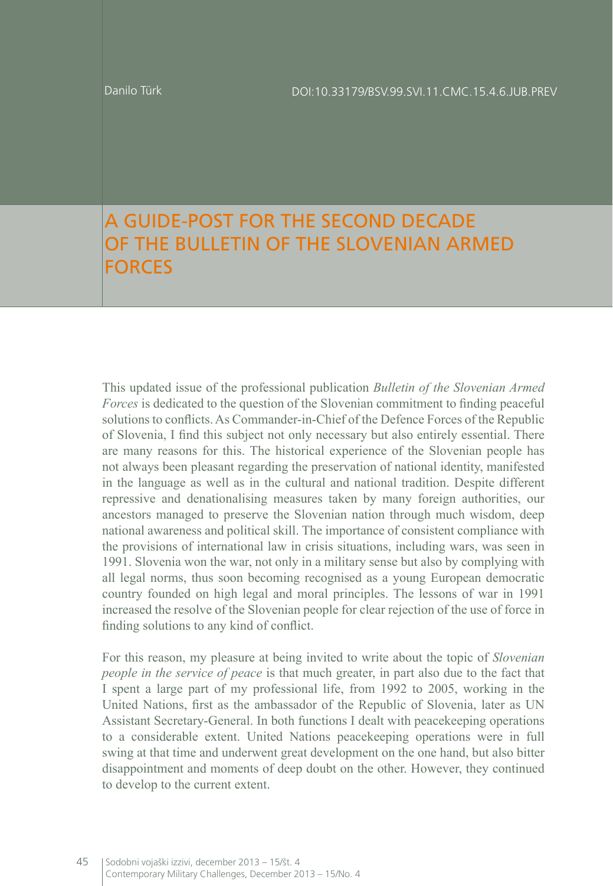Danilo Türk

DOI:10.33179/BSV.99.SVI.11.CMC.15.4.6.JUB.PREV

# A GUIDE-POST FOR THE SECOND DECADE OF THE BULLETIN OF THE SLOVENIAN ARMED FORCES

This updated issue of the professional publication *Bulletin of the Slovenian Armed Forces* is dedicated to the question of the Slovenian commitment to finding peaceful solutions to conflicts. As Commander-in-Chief of the Defence Forces of the Republic of Slovenia, I find this subject not only necessary but also entirely essential. There are many reasons for this. The historical experience of the Slovenian people has not always been pleasant regarding the preservation of national identity, manifested in the language as well as in the cultural and national tradition. Despite different repressive and denationalising measures taken by many foreign authorities, our ancestors managed to preserve the Slovenian nation through much wisdom, deep national awareness and political skill. The importance of consistent compliance with the provisions of international law in crisis situations, including wars, was seen in 1991. Slovenia won the war, not only in a military sense but also by complying with all legal norms, thus soon becoming recognised as a young European democratic country founded on high legal and moral principles. The lessons of war in 1991 increased the resolve of the Slovenian people for clear rejection of the use of force in finding solutions to any kind of conflict.

For this reason, my pleasure at being invited to write about the topic of *Slovenian people in the service of peace* is that much greater, in part also due to the fact that I spent a large part of my professional life, from 1992 to 2005, working in the United Nations, first as the ambassador of the Republic of Slovenia, later as UN Assistant Secretary-General. In both functions I dealt with peacekeeping operations to a considerable extent. United Nations peacekeeping operations were in full swing at that time and underwent great development on the one hand, but also bitter disappointment and moments of deep doubt on the other. However, they continued to develop to the current extent.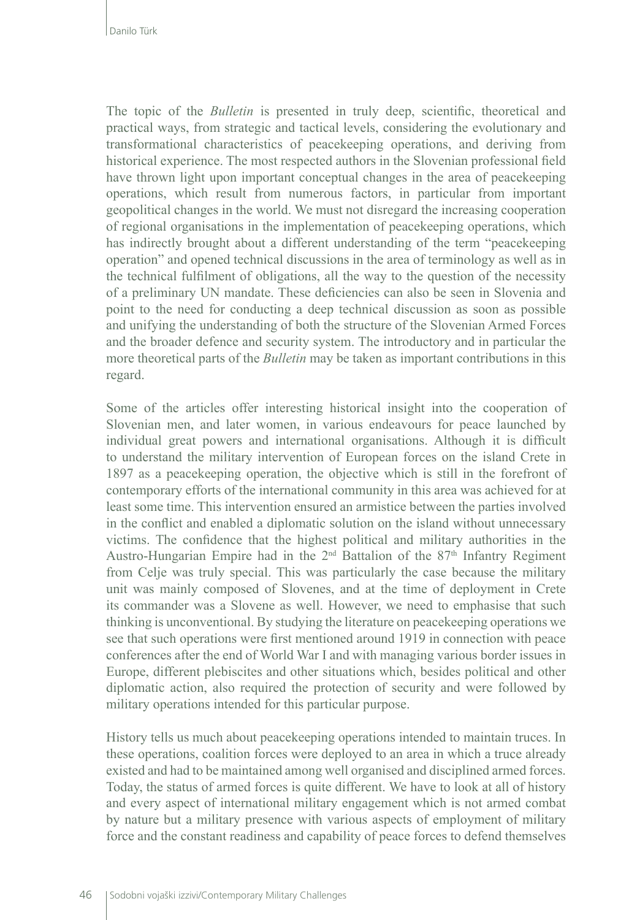The topic of the *Bulletin* is presented in truly deep, scientific, theoretical and practical ways, from strategic and tactical levels, considering the evolutionary and transformational characteristics of peacekeeping operations, and deriving from historical experience. The most respected authors in the Slovenian professional field have thrown light upon important conceptual changes in the area of peacekeeping operations, which result from numerous factors, in particular from important geopolitical changes in the world. We must not disregard the increasing cooperation of regional organisations in the implementation of peacekeeping operations, which has indirectly brought about a different understanding of the term "peacekeeping operation" and opened technical discussions in the area of terminology as well as in the technical fulfilment of obligations, all the way to the question of the necessity of a preliminary UN mandate. These deficiencies can also be seen in Slovenia and point to the need for conducting a deep technical discussion as soon as possible and unifying the understanding of both the structure of the Slovenian Armed Forces and the broader defence and security system. The introductory and in particular the more theoretical parts of the *Bulletin* may be taken as important contributions in this regard.

Some of the articles offer interesting historical insight into the cooperation of Slovenian men, and later women, in various endeavours for peace launched by individual great powers and international organisations. Although it is difficult to understand the military intervention of European forces on the island Crete in 1897 as a peacekeeping operation, the objective which is still in the forefront of contemporary efforts of the international community in this area was achieved for at least some time. This intervention ensured an armistice between the parties involved in the conflict and enabled a diplomatic solution on the island without unnecessary victims. The confidence that the highest political and military authorities in the Austro-Hungarian Empire had in the 2nd Battalion of the 87th Infantry Regiment from Celje was truly special. This was particularly the case because the military unit was mainly composed of Slovenes, and at the time of deployment in Crete its commander was a Slovene as well. However, we need to emphasise that such thinking is unconventional. By studying the literature on peacekeeping operations we see that such operations were first mentioned around 1919 in connection with peace conferences after the end of World War I and with managing various border issues in Europe, different plebiscites and other situations which, besides political and other diplomatic action, also required the protection of security and were followed by military operations intended for this particular purpose.

History tells us much about peacekeeping operations intended to maintain truces. In these operations, coalition forces were deployed to an area in which a truce already existed and had to be maintained among well organised and disciplined armed forces. Today, the status of armed forces is quite different. We have to look at all of history and every aspect of international military engagement which is not armed combat by nature but a military presence with various aspects of employment of military force and the constant readiness and capability of peace forces to defend themselves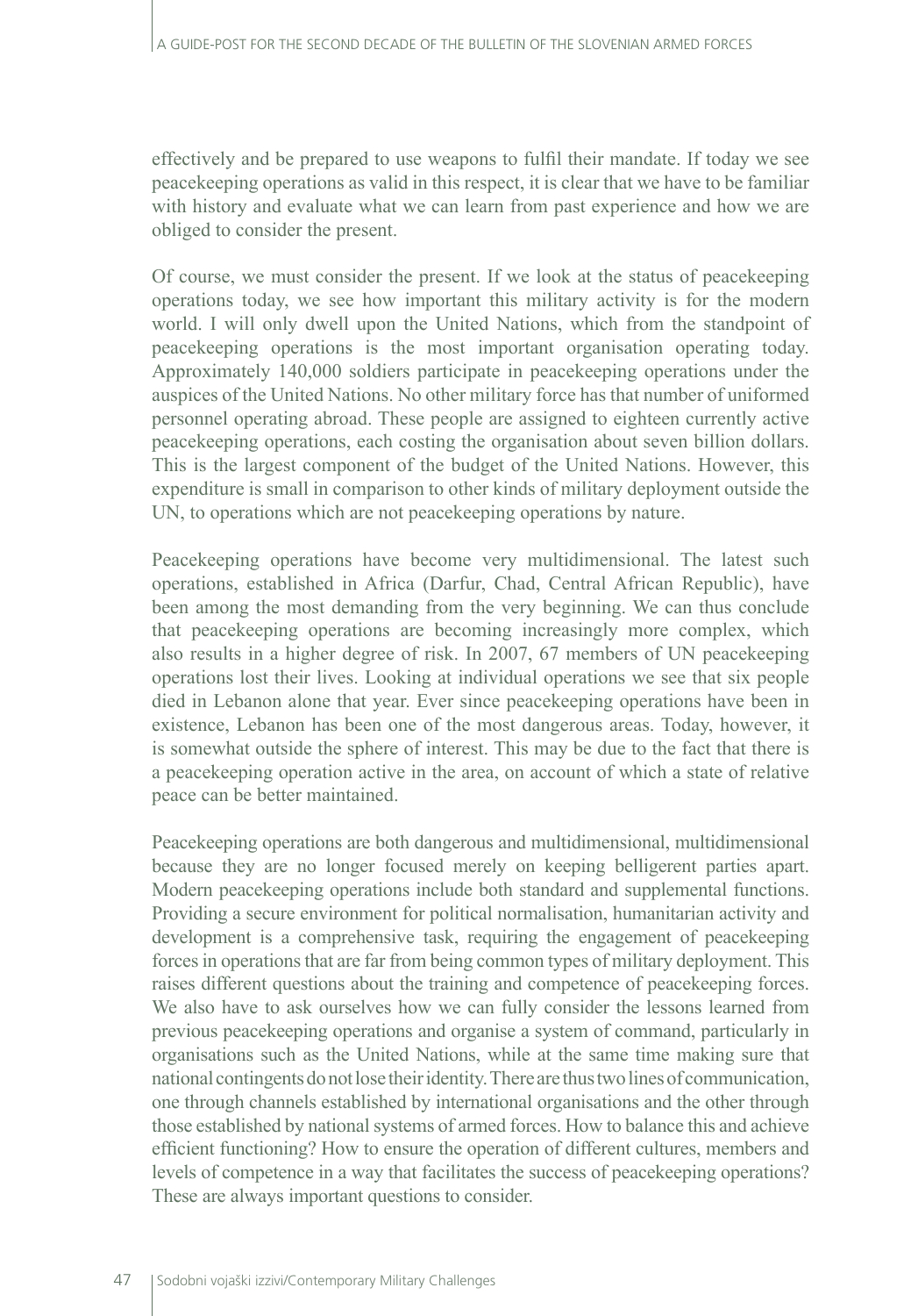effectively and be prepared to use weapons to fulfil their mandate. If today we see peacekeeping operations as valid in this respect, it is clear that we have to be familiar with history and evaluate what we can learn from past experience and how we are obliged to consider the present.

Of course, we must consider the present. If we look at the status of peacekeeping operations today, we see how important this military activity is for the modern world. I will only dwell upon the United Nations, which from the standpoint of peacekeeping operations is the most important organisation operating today. Approximately 140,000 soldiers participate in peacekeeping operations under the auspices of the United Nations. No other military force has that number of uniformed personnel operating abroad. These people are assigned to eighteen currently active peacekeeping operations, each costing the organisation about seven billion dollars. This is the largest component of the budget of the United Nations. However, this expenditure is small in comparison to other kinds of military deployment outside the UN, to operations which are not peacekeeping operations by nature.

Peacekeeping operations have become very multidimensional. The latest such operations, established in Africa (Darfur, Chad, Central African Republic), have been among the most demanding from the very beginning. We can thus conclude that peacekeeping operations are becoming increasingly more complex, which also results in a higher degree of risk. In 2007, 67 members of UN peacekeeping operations lost their lives. Looking at individual operations we see that six people died in Lebanon alone that year. Ever since peacekeeping operations have been in existence, Lebanon has been one of the most dangerous areas. Today, however, it is somewhat outside the sphere of interest. This may be due to the fact that there is a peacekeeping operation active in the area, on account of which a state of relative peace can be better maintained.

Peacekeeping operations are both dangerous and multidimensional, multidimensional because they are no longer focused merely on keeping belligerent parties apart. Modern peacekeeping operations include both standard and supplemental functions. Providing a secure environment for political normalisation, humanitarian activity and development is a comprehensive task, requiring the engagement of peacekeeping forces in operations that are far from being common types of military deployment. This raises different questions about the training and competence of peacekeeping forces. We also have to ask ourselves how we can fully consider the lessons learned from previous peacekeeping operations and organise a system of command, particularly in organisations such as the United Nations, while at the same time making sure that national contingents do not lose their identity. There are thus two lines of communication, one through channels established by international organisations and the other through those established by national systems of armed forces. How to balance this and achieve efficient functioning? How to ensure the operation of different cultures, members and levels of competence in a way that facilitates the success of peacekeeping operations? These are always important questions to consider.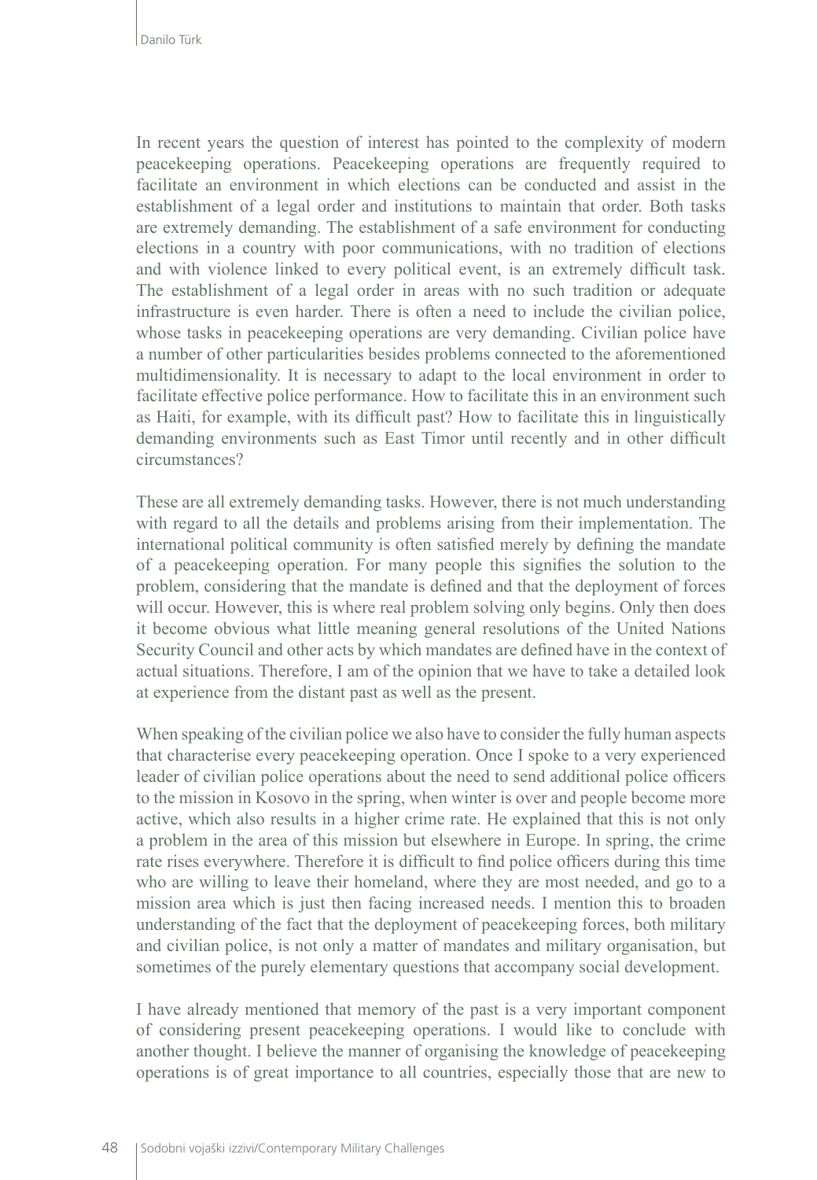In recent years the question of interest has pointed to the complexity of modern peacekeeping operations. Peacekeeping operations are frequently required to facilitate an environment in which elections can be conducted and assist in the establishment of a legal order and institutions to maintain that order. Both tasks are extremely demanding. The establishment of a safe environment for conducting elections in a country with poor communications, with no tradition of elections and with violence linked to every political event, is an extremely difficult task. The establishment of a legal order in areas with no such tradition or adequate infrastructure is even harder. There is often a need to include the civilian police, whose tasks in peacekeeping operations are very demanding. Civilian police have a number of other particularities besides problems connected to the aforementioned multidimensionality. It is necessary to adapt to the local environment in order to facilitate effective police performance. How to facilitate this in an environment such as Haiti, for example, with its difficult past? How to facilitate this in linguistically demanding environments such as East Timor until recently and in other difficult circumstances?

These are all extremely demanding tasks. However, there is not much understanding with regard to all the details and problems arising from their implementation. The international political community is often satisfied merely by defining the mandate of a peacekeeping operation. For many people this signifies the solution to the problem, considering that the mandate is defined and that the deployment of forces will occur. However, this is where real problem solving only begins. Only then does it become obvious what little meaning general resolutions of the United Nations Security Council and other acts by which mandates are defined have in the context of actual situations. Therefore, I am of the opinion that we have to take a detailed look at experience from the distant past as well as the present.

When speaking of the civilian police we also have to consider the fully human aspects that characterise every peacekeeping operation. Once I spoke to a very experienced leader of civilian police operations about the need to send additional police officers to the mission in Kosovo in the spring, when winter is over and people become more active, which also results in a higher crime rate. He explained that this is not only a problem in the area of this mission but elsewhere in Europe. In spring, the crime rate rises everywhere. Therefore it is difficult to find police officers during this time who are willing to leave their homeland, where they are most needed, and go to a mission area which is just then facing increased needs. I mention this to broaden understanding of the fact that the deployment of peacekeeping forces, both military and civilian police, is not only a matter of mandates and military organisation, but sometimes of the purely elementary questions that accompany social development.

I have already mentioned that memory of the past is a very important component of considering present peacekeeping operations. I would like to conclude with another thought. I believe the manner of organising the knowledge of peacekeeping operations is of great importance to all countries, especially those that are new to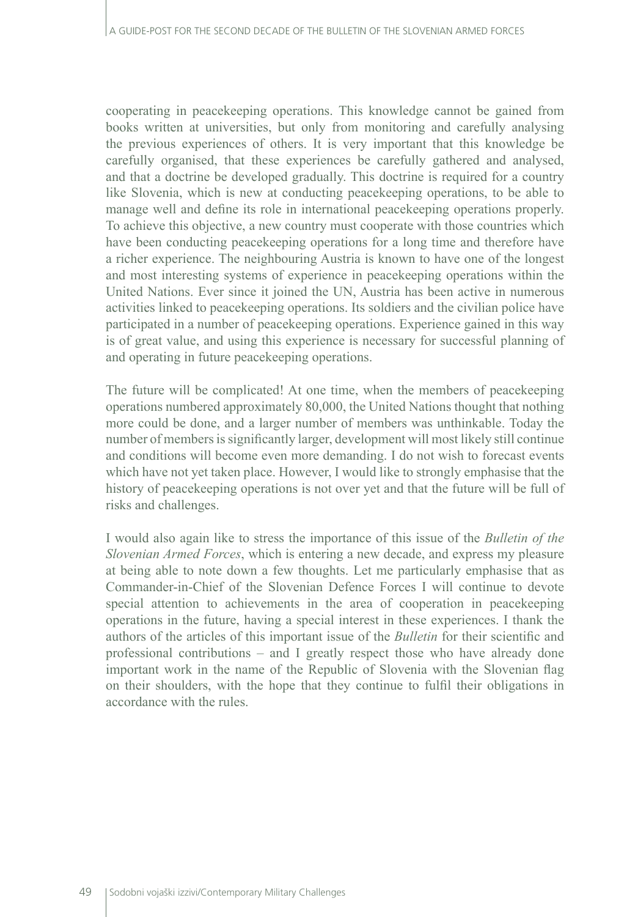cooperating in peacekeeping operations. This knowledge cannot be gained from books written at universities, but only from monitoring and carefully analysing the previous experiences of others. It is very important that this knowledge be carefully organised, that these experiences be carefully gathered and analysed, and that a doctrine be developed gradually. This doctrine is required for a country like Slovenia, which is new at conducting peacekeeping operations, to be able to manage well and define its role in international peacekeeping operations properly. To achieve this objective, a new country must cooperate with those countries which have been conducting peacekeeping operations for a long time and therefore have a richer experience. The neighbouring Austria is known to have one of the longest and most interesting systems of experience in peacekeeping operations within the United Nations. Ever since it joined the UN, Austria has been active in numerous activities linked to peacekeeping operations. Its soldiers and the civilian police have participated in a number of peacekeeping operations. Experience gained in this way is of great value, and using this experience is necessary for successful planning of and operating in future peacekeeping operations.

The future will be complicated! At one time, when the members of peacekeeping operations numbered approximately 80,000, the United Nations thought that nothing more could be done, and a larger number of members was unthinkable. Today the number of members is significantly larger, development will most likely still continue and conditions will become even more demanding. I do not wish to forecast events which have not yet taken place. However, I would like to strongly emphasise that the history of peacekeeping operations is not over yet and that the future will be full of risks and challenges.

I would also again like to stress the importance of this issue of the *Bulletin of the Slovenian Armed Forces*, which is entering a new decade, and express my pleasure at being able to note down a few thoughts. Let me particularly emphasise that as Commander-in-Chief of the Slovenian Defence Forces I will continue to devote special attention to achievements in the area of cooperation in peacekeeping operations in the future, having a special interest in these experiences. I thank the authors of the articles of this important issue of the *Bulletin* for their scientific and professional contributions – and I greatly respect those who have already done important work in the name of the Republic of Slovenia with the Slovenian flag on their shoulders, with the hope that they continue to fulfil their obligations in accordance with the rules.